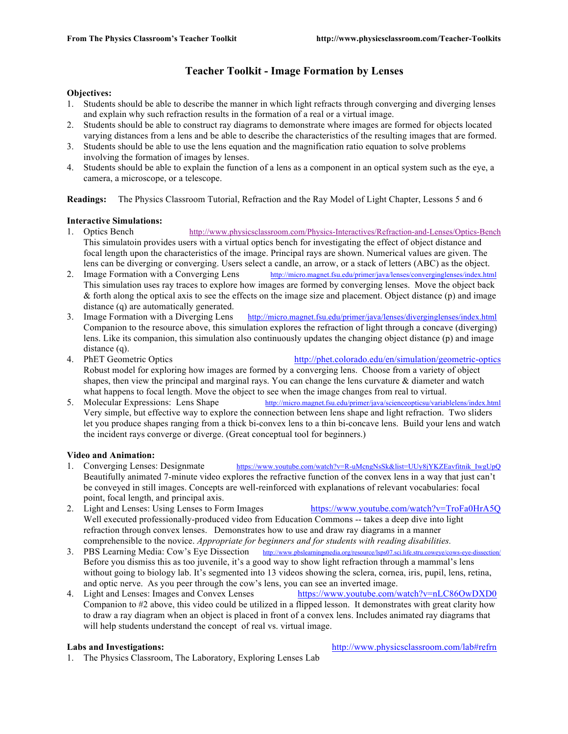# Teacher Toolkit - Image Formation by Lenses

**Objectives:**

1. Students should be able to describe the manner in which light refracts through converging and diverging lenses and explain why such refraction results in the formation of a real or a virtual image.
2. Students should be able to construct ray diagrams to demonstrate where images are formed for objects located varying distances from a lens and be able to describe the characteristics of the resulting images that are formed.
3. Students should be able to use the lens equation and the magnification ratio equation to solve problems involving the formation of images by lenses.
4. Students should be able to explain the function of a lens as a component in an optical system such as the eye, a camera, a microscope, or a telescope.

**Readings:** The Physics Classroom Tutorial, Refraction and the Ray Model of Light Chapter, Lessons 5 and 6

**Interactive Simulations:**

1. Optics Bench http://www.physicsclassroom.com/Physics-Interactives/Refraction-and-Lenses/Optics-Bench
   This simulatoin provides users with a virtual optics bench for investigating the effect of object distance and focal length upon the characteristics of the image. Principal rays are shown. Numerical values are given. The lens can be diverging or converging. Users select a candle, an arrow, or a stack of letters (ABC) as the object.
2. Image Formation with a Converging Lens http://micro.magnet.fsu.edu/primer/java/lenses/converginglenses/index.html
   This simulation uses ray traces to explore how images are formed by converging lenses. Move the object back & forth along the optical axis to see the effects on the image size and placement. Object distance (p) and image distance (q) are automatically generated.
3. Image Formation with a Diverging Lens http://micro.magnet.fsu.edu/primer/java/lenses/diverginglenses/index.html
   Companion to the resource above, this simulation explores the refraction of light through a concave (diverging) lens. Like its companion, this simulation also continuously updates the changing object distance (p) and image distance (q).
4. PhET Geometric Optics http://phet.colorado.edu/en/simulation/geometric-optics
   Robust model for exploring how images are formed by a converging lens. Choose from a variety of object shapes, then view the principal and marginal rays. You can change the lens curvature & diameter and watch what happens to focal length. Move the object to see when the image changes from real to virtual.
5. Molecular Expressions: Lens Shape http://micro.magnet.fsu.edu/primer/java/scienceopticsu/variablelens/index.html
   Very simple, but effective way to explore the connection between lens shape and light refraction. Two sliders let you produce shapes ranging from a thick bi-convex lens to a thin bi-concave lens. Build your lens and watch the incident rays converge or diverge. (Great conceptual tool for beginners.)

**Video and Animation:**

1. Converging Lenses: Designmate https://www.youtube.com/watch?v=R-uMcngNsSk&list=UUy8jYKZEavfitnik_IwgUpQ
   Beautifully animated 7-minute video explores the refractive function of the convex lens in a way that just can't be conveyed in still images. Concepts are well-reinforced with explanations of relevant vocabularies: focal point, focal length, and principal axis.
2. Light and Lenses: Using Lenses to Form Images https://www.youtube.com/watch?v=TroFa0HrA5Q
   Well executed professionally-produced video from Education Commons -- takes a deep dive into light refraction through convex lenses. Demonstrates how to use and draw ray diagrams in a manner comprehensible to the novice. *Appropriate for beginners and for students with reading disabilities.*
3. PBS Learning Media: Cow's Eye Dissection http://www.pbslearningmedia.org/resource/lsps07.sci.life.stru.coweye/cows-eye-dissection/
   Before you dismiss this as too juvenile, it's a good way to show light refraction through a mammal's lens without going to biology lab. It's segmented into 13 videos showing the sclera, cornea, iris, pupil, lens, retina, and optic nerve. As you peer through the cow's lens, you can see an inverted image.
4. Light and Lenses: Images and Convex Lenses https://www.youtube.com/watch?v=nLC86OwDXD0
   Companion to #2 above, this video could be utilized in a flipped lesson. It demonstrates with great clarity how to draw a ray diagram when an object is placed in front of a convex lens. Includes animated ray diagrams that will help students understand the concept of real vs. virtual image.

**Labs and Investigations:** http://www.physicsclassroom.com/lab#refrn

1. The Physics Classroom, The Laboratory, Exploring Lenses Lab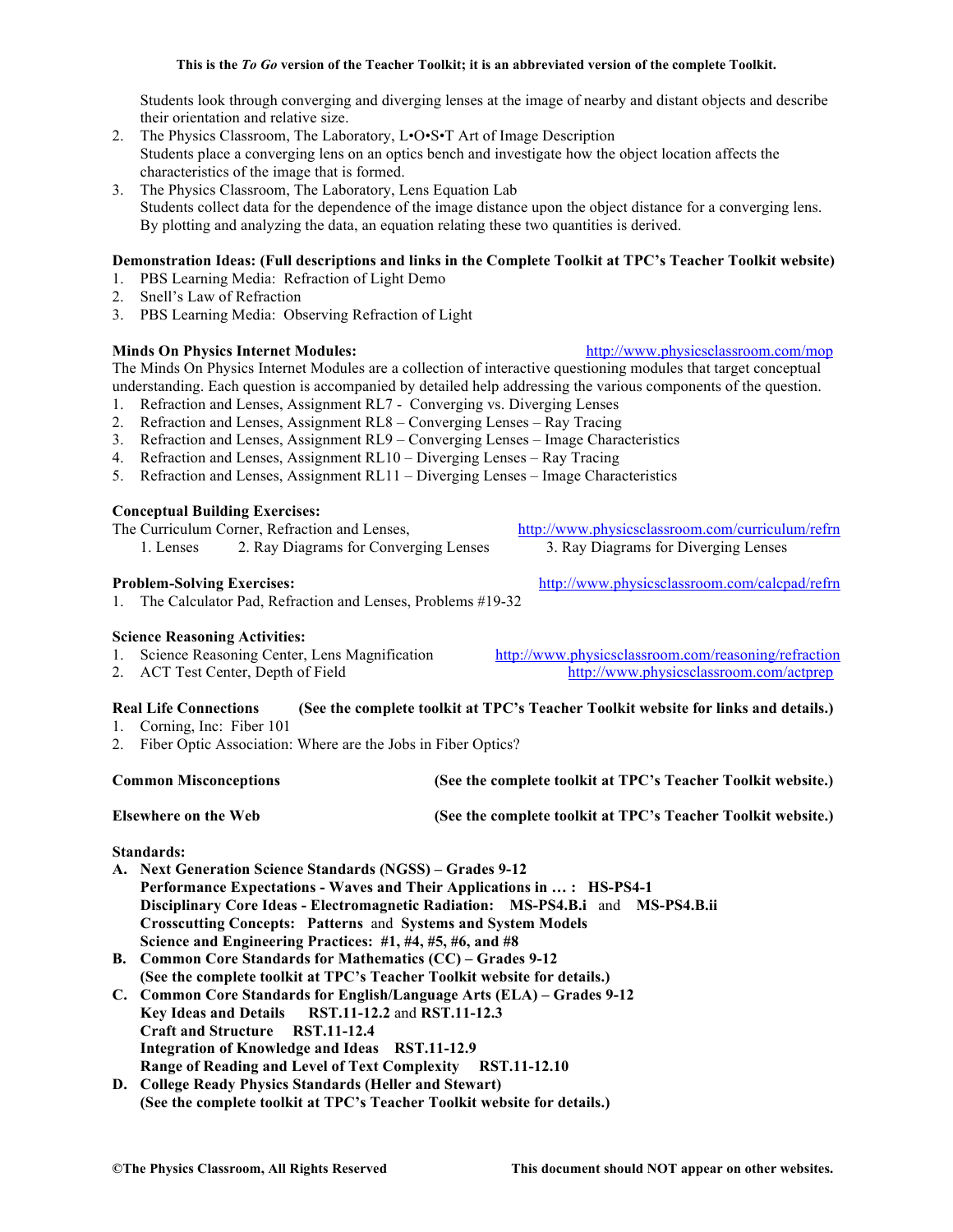**This is the *To Go* version of the Teacher Toolkit; it is an abbreviated version of the complete Toolkit.**

Students look through converging and diverging lenses at the image of nearby and distant objects and describe their orientation and relative size.

2. The Physics Classroom, The Laboratory, L•O•S•T Art of Image Description
   Students place a converging lens on an optics bench and investigate how the object location affects the characteristics of the image that is formed.
3. The Physics Classroom, The Laboratory, Lens Equation Lab
   Students collect data for the dependence of the image distance upon the object distance for a converging lens. By plotting and analyzing the data, an equation relating these two quantities is derived.

**Demonstration Ideas: (Full descriptions and links in the Complete Toolkit at TPC's Teacher Toolkit website)**

1. PBS Learning Media: Refraction of Light Demo
2. Snell's Law of Refraction
3. PBS Learning Media: Observing Refraction of Light

**Minds On Physics Internet Modules:** http://www.physicsclassroom.com/mop

The Minds On Physics Internet Modules are a collection of interactive questioning modules that target conceptual understanding. Each question is accompanied by detailed help addressing the various components of the question.

1. Refraction and Lenses, Assignment RL7 - Converging vs. Diverging Lenses
2. Refraction and Lenses, Assignment RL8 – Converging Lenses – Ray Tracing
3. Refraction and Lenses, Assignment RL9 – Converging Lenses – Image Characteristics
4. Refraction and Lenses, Assignment RL10 – Diverging Lenses – Ray Tracing
5. Refraction and Lenses, Assignment RL11 – Diverging Lenses – Image Characteristics

**Conceptual Building Exercises:**

The Curriculum Corner, Refraction and Lenses, http://www.physicsclassroom.com/curriculum/refrn

1. Lenses  2. Ray Diagrams for Converging Lenses  3. Ray Diagrams for Diverging Lenses

**Problem-Solving Exercises:** http://www.physicsclassroom.com/calcpad/refrn

1. The Calculator Pad, Refraction and Lenses, Problems #19-32

**Science Reasoning Activities:**

1. Science Reasoning Center, Lens Magnification http://www.physicsclassroom.com/reasoning/refraction
2. ACT Test Center, Depth of Field http://www.physicsclassroom.com/actprep

**Real Life Connections (See the complete toolkit at TPC's Teacher Toolkit website for links and details.)**

1. Corning, Inc: Fiber 101
2. Fiber Optic Association: Where are the Jobs in Fiber Optics?

**Common Misconceptions (See the complete toolkit at TPC's Teacher Toolkit website.)**

**Elsewhere on the Web (See the complete toolkit at TPC's Teacher Toolkit website.)**

**Standards:**

A. **Next Generation Science Standards (NGSS) – Grades 9-12**
   **Performance Expectations - Waves and Their Applications in … : HS-PS4-1**
   **Disciplinary Core Ideas - Electromagnetic Radiation: MS-PS4.B.i** and **MS-PS4.B.ii**
   **Crosscutting Concepts: Patterns** and **Systems and System Models**
   **Science and Engineering Practices: #1, #4, #5, #6, and #8**
B. **Common Core Standards for Mathematics (CC) – Grades 9-12**
   **(See the complete toolkit at TPC's Teacher Toolkit website for details.)**
C. **Common Core Standards for English/Language Arts (ELA) – Grades 9-12**
   **Key Ideas and Details RST.11-12.2** and **RST.11-12.3**
   **Craft and Structure RST.11-12.4**
   **Integration of Knowledge and Ideas RST.11-12.9**
   **Range of Reading and Level of Text Complexity RST.11-12.10**
D. **College Ready Physics Standards (Heller and Stewart)**
   **(See the complete toolkit at TPC's Teacher Toolkit website for details.)**

**©The Physics Classroom, All Rights Reserved** **This document should NOT appear on other websites.**